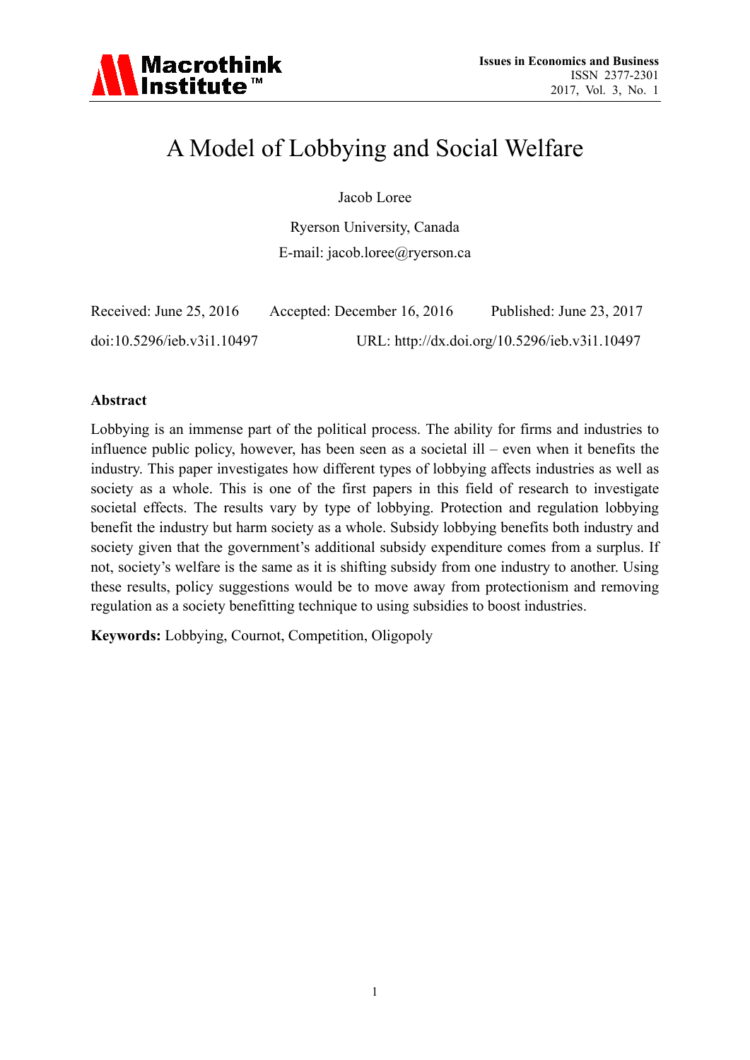# A Model of Lobbying and Social Welfare

Jacob Loree

Ryerson University, Canada

E-mail: jacob.loree@ryerson.ca

Received: June 25, 2016 Accepted: December 16, 2016 Published: June 23, 2017

doi:10.5296/ieb.v3i1.10497 URL: http://dx.doi.org/10.5296/ieb.v3i1.10497

## Abstract

Lobbying is an immense part of the political process. The ability for firms and industries to influence public policy, however, has been seen as a societal ill – even when it benefits the industry. This paper investigates how different types of lobbying affects industries as well as society as a whole. This is one of the first papers in this field of research to investigate societal effects. The results vary by type of lobbying. Protection and regulation lobbying benefit the industry but harm society as a whole. Subsidy lobbying benefits both industry and society given that the government's additional subsidy expenditure comes from a surplus. If not, society's welfare is the same as it is shifting subsidy from one industry to another. Using these results, policy suggestions would be to move away from protectionism and removing regulation as a society benefitting technique to using subsidies to boost industries.

**Keywords:** Lobbying, Cournot, Competition, Oligopoly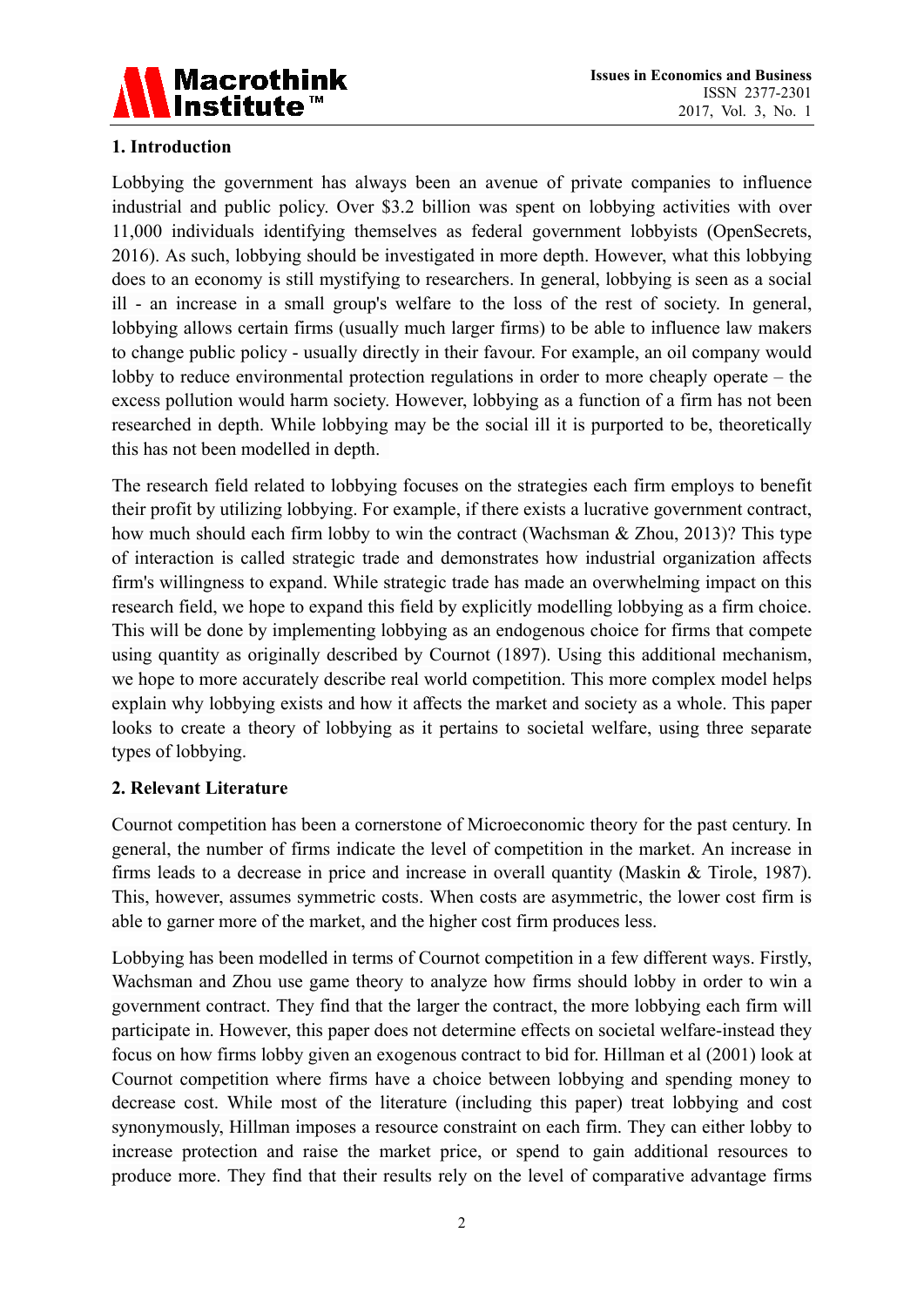## 1. Introduction

Lobbying the government has always been an avenue of private companies to influence industrial and public policy. Over $3.2 billion was spent on lobbying activities with over 11,000 individuals identifying themselves as federal government lobbyists (OpenSecrets, 2016). As such, lobbying should be investigated in more depth. However, what this lobbying does to an economy is still mystifying to researchers. In general, lobbying is seen as a social ill - an increase in a small group's welfare to the loss of the rest of society. In general, lobbying allows certain firms (usually much larger firms) to be able to influence law makers to change public policy - usually directly in their favour. For example, an oil company would lobby to reduce environmental protection regulations in order to more cheaply operate – the excess pollution would harm society. However, lobbying as a function of a firm has not been researched in depth. While lobbying may be the social ill it is purported to be, theoretically this has not been modelled in depth.

The research field related to lobbying focuses on the strategies each firm employs to benefit their profit by utilizing lobbying. For example, if there exists a lucrative government contract, how much should each firm lobby to win the contract (Wachsman & Zhou, 2013)? This type of interaction is called strategic trade and demonstrates how industrial organization affects firm's willingness to expand. While strategic trade has made an overwhelming impact on this research field, we hope to expand this field by explicitly modelling lobbying as a firm choice. This will be done by implementing lobbying as an endogenous choice for firms that compete using quantity as originally described by Cournot (1897). Using this additional mechanism, we hope to more accurately describe real world competition. This more complex model helps explain why lobbying exists and how it affects the market and society as a whole. This paper looks to create a theory of lobbying as it pertains to societal welfare, using three separate types of lobbying.

## 2. Relevant Literature

Cournot competition has been a cornerstone of Microeconomic theory for the past century. In general, the number of firms indicate the level of competition in the market. An increase in firms leads to a decrease in price and increase in overall quantity (Maskin & Tirole, 1987). This, however, assumes symmetric costs. When costs are asymmetric, the lower cost firm is able to garner more of the market, and the higher cost firm produces less.

Lobbying has been modelled in terms of Cournot competition in a few different ways. Firstly, Wachsman and Zhou use game theory to analyze how firms should lobby in order to win a government contract. They find that the larger the contract, the more lobbying each firm will participate in. However, this paper does not determine effects on societal welfare-instead they focus on how firms lobby given an exogenous contract to bid for. Hillman et al (2001) look at Cournot competition where firms have a choice between lobbying and spending money to decrease cost. While most of the literature (including this paper) treat lobbying and cost synonymously, Hillman imposes a resource constraint on each firm. They can either lobby to increase protection and raise the market price, or spend to gain additional resources to produce more. They find that their results rely on the level of comparative advantage firms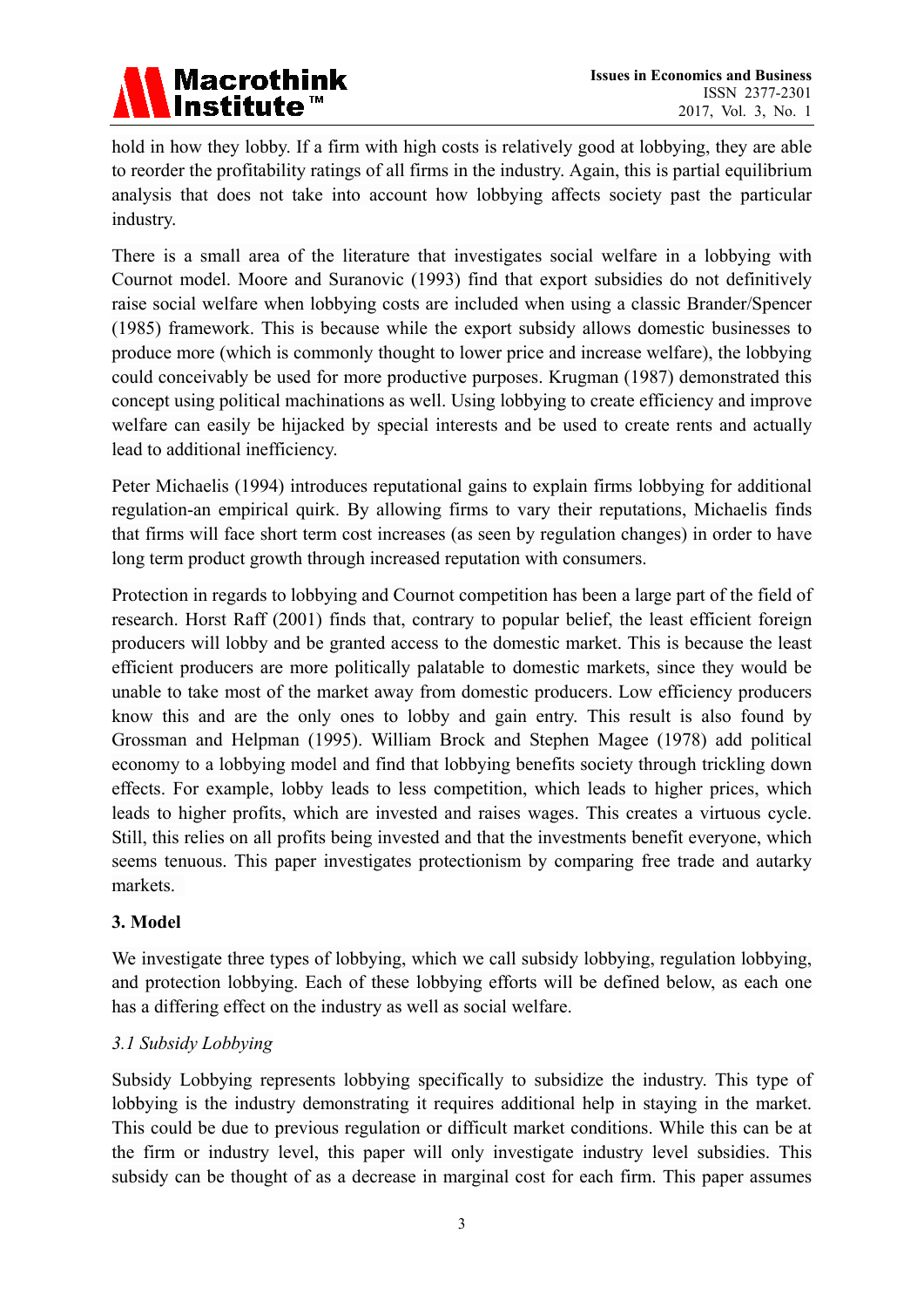hold in how they lobby. If a firm with high costs is relatively good at lobbying, they are able to reorder the profitability ratings of all firms in the industry. Again, this is partial equilibrium analysis that does not take into account how lobbying affects society past the particular industry.

There is a small area of the literature that investigates social welfare in a lobbying with Cournot model. Moore and Suranovic (1993) find that export subsidies do not definitively raise social welfare when lobbying costs are included when using a classic Brander/Spencer (1985) framework. This is because while the export subsidy allows domestic businesses to produce more (which is commonly thought to lower price and increase welfare), the lobbying could conceivably be used for more productive purposes. Krugman (1987) demonstrated this concept using political machinations as well. Using lobbying to create efficiency and improve welfare can easily be hijacked by special interests and be used to create rents and actually lead to additional inefficiency.

Peter Michaelis (1994) introduces reputational gains to explain firms lobbying for additional regulation-an empirical quirk. By allowing firms to vary their reputations, Michaelis finds that firms will face short term cost increases (as seen by regulation changes) in order to have long term product growth through increased reputation with consumers.

Protection in regards to lobbying and Cournot competition has been a large part of the field of research. Horst Raff (2001) finds that, contrary to popular belief, the least efficient foreign producers will lobby and be granted access to the domestic market. This is because the least efficient producers are more politically palatable to domestic markets, since they would be unable to take most of the market away from domestic producers. Low efficiency producers know this and are the only ones to lobby and gain entry. This result is also found by Grossman and Helpman (1995). William Brock and Stephen Magee (1978) add political economy to a lobbying model and find that lobbying benefits society through trickling down effects. For example, lobby leads to less competition, which leads to higher prices, which leads to higher profits, which are invested and raises wages. This creates a virtuous cycle. Still, this relies on all profits being invested and that the investments benefit everyone, which seems tenuous. This paper investigates protectionism by comparing free trade and autarky markets.

## 3. Model

We investigate three types of lobbying, which we call subsidy lobbying, regulation lobbying, and protection lobbying. Each of these lobbying efforts will be defined below, as each one has a differing effect on the industry as well as social welfare.

### *3.1 Subsidy Lobbying*

Subsidy Lobbying represents lobbying specifically to subsidize the industry. This type of lobbying is the industry demonstrating it requires additional help in staying in the market. This could be due to previous regulation or difficult market conditions. While this can be at the firm or industry level, this paper will only investigate industry level subsidies. This subsidy can be thought of as a decrease in marginal cost for each firm. This paper assumes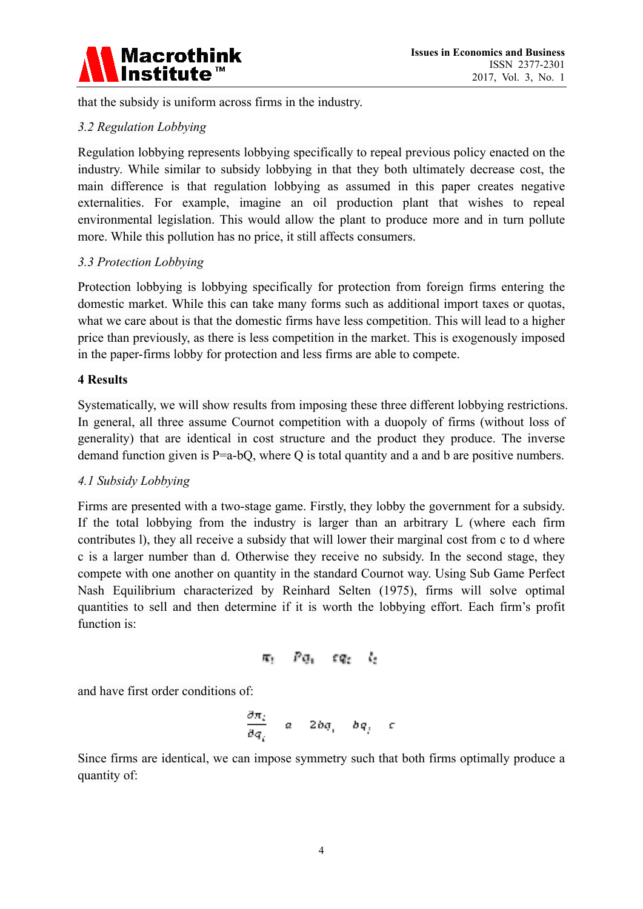that the subsidy is uniform across firms in the industry.

### *3.2 Regulation Lobbying*

Regulation lobbying represents lobbying specifically to repeal previous policy enacted on the industry. While similar to subsidy lobbying in that they both ultimately decrease cost, the main difference is that regulation lobbying as assumed in this paper creates negative externalities. For example, imagine an oil production plant that wishes to repeal environmental legislation. This would allow the plant to produce more and in turn pollute more. While this pollution has no price, it still affects consumers.

### *3.3 Protection Lobbying*

Protection lobbying is lobbying specifically for protection from foreign firms entering the domestic market. While this can take many forms such as additional import taxes or quotas, what we care about is that the domestic firms have less competition. This will lead to a higher price than previously, as there is less competition in the market. This is exogenously imposed in the paper-firms lobby for protection and less firms are able to compete.

## 4 Results

Systematically, we will show results from imposing these three different lobbying restrictions. In general, all three assume Cournot competition with a duopoly of firms (without loss of generality) that are identical in cost structure and the product they produce. The inverse demand function given is P=a-bQ, where Q is total quantity and a and b are positive numbers.

### *4.1 Subsidy Lobbying*

Firms are presented with a two-stage game. Firstly, they lobby the government for a subsidy. If the total lobbying from the industry is larger than an arbitrary L (where each firm contributes l), they all receive a subsidy that will lower their marginal cost from c to d where c is a larger number than d. Otherwise they receive no subsidy. In the second stage, they compete with one another on quantity in the standard Cournot way. Using Sub Game Perfect Nash Equilibrium characterized by Reinhard Selten (1975), firms will solve optimal quantities to sell and then determine if it is worth the lobbying effort. Each firm's profit function is:

$$\pi_i \quad Pq_i \quad cq_i \quad l_i$$

and have first order conditions of:

$$\frac{\partial \pi_i}{\partial q_i} \quad a \quad 2bq_i \quad bq_j \quad c$$

Since firms are identical, we can impose symmetry such that both firms optimally produce a quantity of: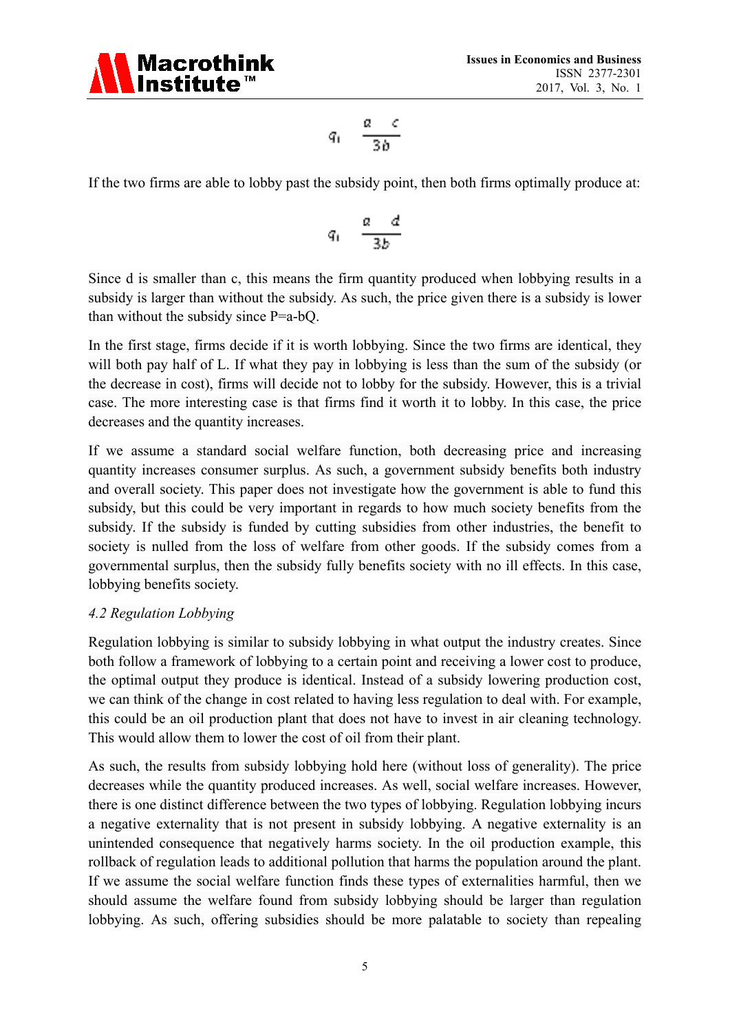$$q_1 \quad \frac{a \quad c}{3b}$$

If the two firms are able to lobby past the subsidy point, then both firms optimally produce at:

$$q_1 \quad \frac{a \quad d}{3b}$$

Since d is smaller than c, this means the firm quantity produced when lobbying results in a subsidy is larger than without the subsidy. As such, the price given there is a subsidy is lower than without the subsidy since P=a-bQ.

In the first stage, firms decide if it is worth lobbying. Since the two firms are identical, they will both pay half of L. If what they pay in lobbying is less than the sum of the subsidy (or the decrease in cost), firms will decide not to lobby for the subsidy. However, this is a trivial case. The more interesting case is that firms find it worth it to lobby. In this case, the price decreases and the quantity increases.

If we assume a standard social welfare function, both decreasing price and increasing quantity increases consumer surplus. As such, a government subsidy benefits both industry and overall society. This paper does not investigate how the government is able to fund this subsidy, but this could be very important in regards to how much society benefits from the subsidy. If the subsidy is funded by cutting subsidies from other industries, the benefit to society is nulled from the loss of welfare from other goods. If the subsidy comes from a governmental surplus, then the subsidy fully benefits society with no ill effects. In this case, lobbying benefits society.

*4.2 Regulation Lobbying*

Regulation lobbying is similar to subsidy lobbying in what output the industry creates. Since both follow a framework of lobbying to a certain point and receiving a lower cost to produce, the optimal output they produce is identical. Instead of a subsidy lowering production cost, we can think of the change in cost related to having less regulation to deal with. For example, this could be an oil production plant that does not have to invest in air cleaning technology. This would allow them to lower the cost of oil from their plant.

As such, the results from subsidy lobbying hold here (without loss of generality). The price decreases while the quantity produced increases. As well, social welfare increases. However, there is one distinct difference between the two types of lobbying. Regulation lobbying incurs a negative externality that is not present in subsidy lobbying. A negative externality is an unintended consequence that negatively harms society. In the oil production example, this rollback of regulation leads to additional pollution that harms the population around the plant. If we assume the social welfare function finds these types of externalities harmful, then we should assume the welfare found from subsidy lobbying should be larger than regulation lobbying. As such, offering subsidies should be more palatable to society than repealing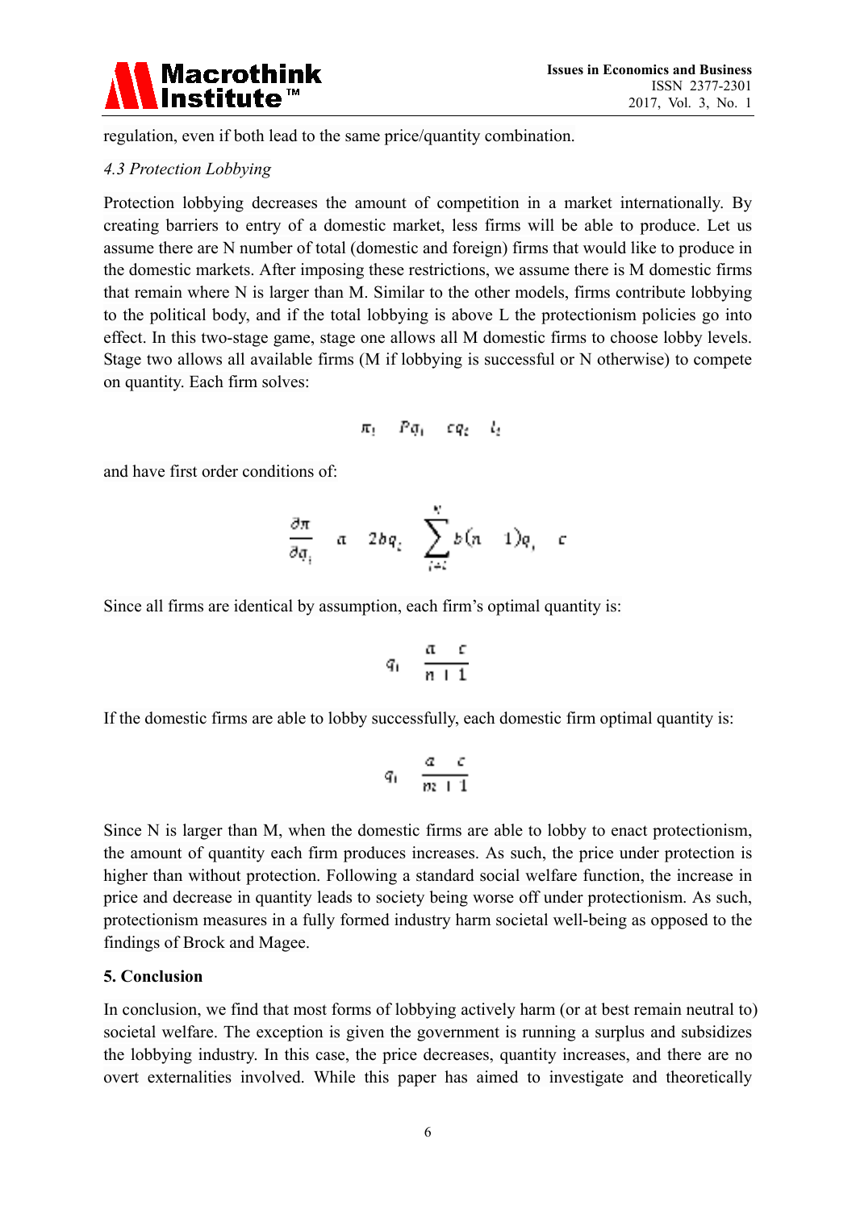regulation, even if both lead to the same price/quantity combination.

*4.3 Protection Lobbying*

Protection lobbying decreases the amount of competition in a market internationally. By creating barriers to entry of a domestic market, less firms will be able to produce. Let us assume there are N number of total (domestic and foreign) firms that would like to produce in the domestic markets. After imposing these restrictions, we assume there is M domestic firms that remain where N is larger than M. Similar to the other models, firms contribute lobbying to the political body, and if the total lobbying is above L the protectionism policies go into effect. In this two-stage game, stage one allows all M domestic firms to choose lobby levels. Stage two allows all available firms (M if lobbying is successful or N otherwise) to compete on quantity. Each firm solves:

$$\pi_i = Pq_i - cq_i - l_i$$

and have first order conditions of:

$$\frac{\partial \pi}{\partial q_i} = a - 2bq_i - \sum_{j \neq i}^{N} b(n-1)q_j - c$$

Since all firms are identical by assumption, each firm's optimal quantity is:

$$q_i = \frac{a-c}{n+1}$$

If the domestic firms are able to lobby successfully, each domestic firm optimal quantity is:

$$q_i = \frac{a-c}{m+1}$$

Since N is larger than M, when the domestic firms are able to lobby to enact protectionism, the amount of quantity each firm produces increases. As such, the price under protection is higher than without protection. Following a standard social welfare function, the increase in price and decrease in quantity leads to society being worse off under protectionism. As such, protectionism measures in a fully formed industry harm societal well-being as opposed to the findings of Brock and Magee.

## 5. Conclusion

In conclusion, we find that most forms of lobbying actively harm (or at best remain neutral to) societal welfare. The exception is given the government is running a surplus and subsidizes the lobbying industry. In this case, the price decreases, quantity increases, and there are no overt externalities involved. While this paper has aimed to investigate and theoretically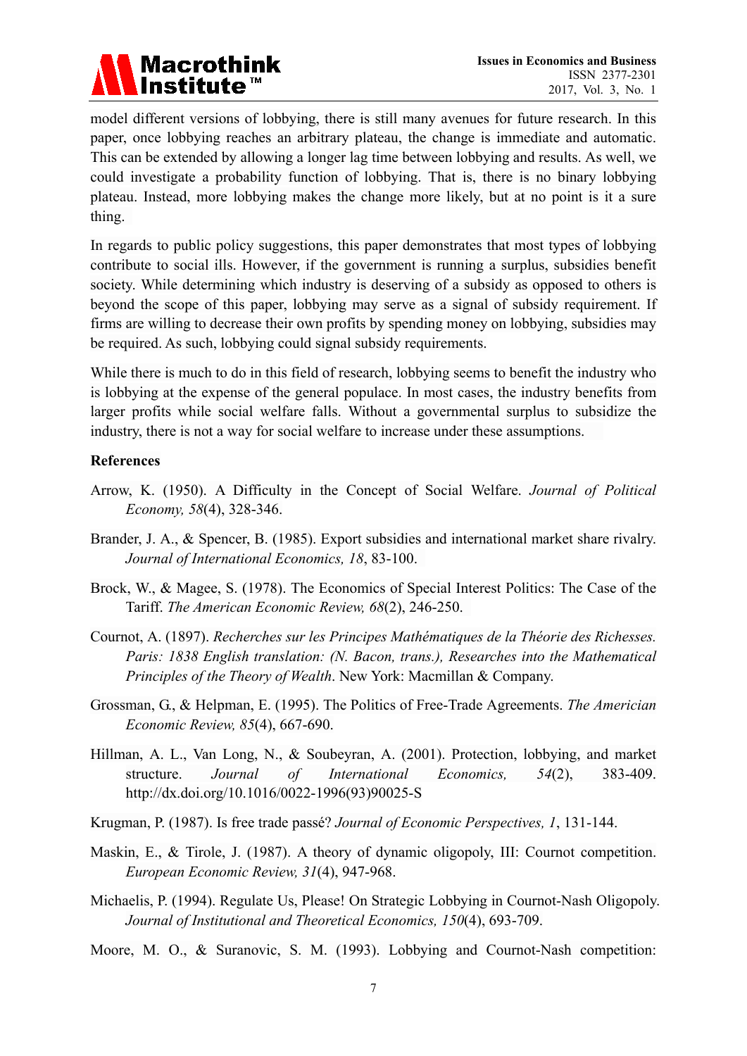model different versions of lobbying, there is still many avenues for future research. In this paper, once lobbying reaches an arbitrary plateau, the change is immediate and automatic. This can be extended by allowing a longer lag time between lobbying and results. As well, we could investigate a probability function of lobbying. That is, there is no binary lobbying plateau. Instead, more lobbying makes the change more likely, but at no point is it a sure thing.

In regards to public policy suggestions, this paper demonstrates that most types of lobbying contribute to social ills. However, if the government is running a surplus, subsidies benefit society. While determining which industry is deserving of a subsidy as opposed to others is beyond the scope of this paper, lobbying may serve as a signal of subsidy requirement. If firms are willing to decrease their own profits by spending money on lobbying, subsidies may be required. As such, lobbying could signal subsidy requirements.

While there is much to do in this field of research, lobbying seems to benefit the industry who is lobbying at the expense of the general populace. In most cases, the industry benefits from larger profits while social welfare falls. Without a governmental surplus to subsidize the industry, there is not a way for social welfare to increase under these assumptions.

## References

Arrow, K. (1950). A Difficulty in the Concept of Social Welfare. *Journal of Political Economy, 58*(4), 328-346.

Brander, J. A., & Spencer, B. (1985). Export subsidies and international market share rivalry. *Journal of International Economics, 18*, 83-100.

Brock, W., & Magee, S. (1978). The Economics of Special Interest Politics: The Case of the Tariff. *The American Economic Review, 68*(2), 246-250.

Cournot, A. (1897). *Recherches sur les Principes Mathématiques de la Théorie des Richesses. Paris: 1838 English translation: (N. Bacon, trans.), Researches into the Mathematical Principles of the Theory of Wealth*. New York: Macmillan & Company.

Grossman, G., & Helpman, E. (1995). The Politics of Free-Trade Agreements. *The American Economic Review, 85*(4), 667-690.

Hillman, A. L., Van Long, N., & Soubeyran, A. (2001). Protection, lobbying, and market structure. *Journal of International Economics, 54*(2), 383-409. http://dx.doi.org/10.1016/0022-1996(93)90025-S

Krugman, P. (1987). Is free trade passé? *Journal of Economic Perspectives, 1*, 131-144.

Maskin, E., & Tirole, J. (1987). A theory of dynamic oligopoly, III: Cournot competition. *European Economic Review, 31*(4), 947-968.

Michaelis, P. (1994). Regulate Us, Please! On Strategic Lobbying in Cournot-Nash Oligopoly. *Journal of Institutional and Theoretical Economics, 150*(4), 693-709.

Moore, M. O., & Suranovic, S. M. (1993). Lobbying and Cournot-Nash competition: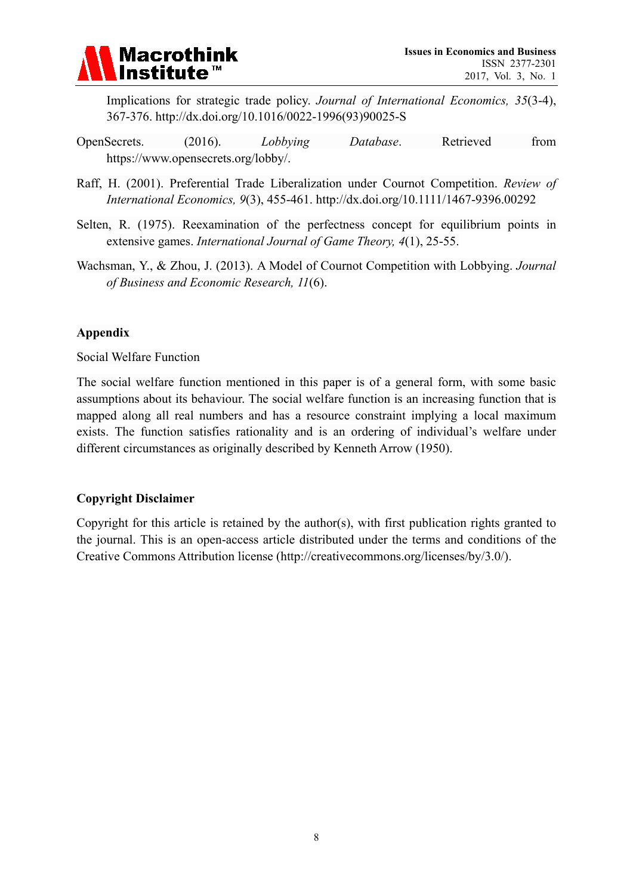Implications for strategic trade policy. *Journal of International Economics, 35*(3-4), 367-376. http://dx.doi.org/10.1016/0022-1996(93)90025-S

OpenSecrets. (2016). *Lobbying Database*. Retrieved from https://www.opensecrets.org/lobby/.

Raff, H. (2001). Preferential Trade Liberalization under Cournot Competition. *Review of International Economics, 9*(3), 455-461. http://dx.doi.org/10.1111/1467-9396.00292

Selten, R. (1975). Reexamination of the perfectness concept for equilibrium points in extensive games. *International Journal of Game Theory, 4*(1), 25-55.

Wachsman, Y., & Zhou, J. (2013). A Model of Cournot Competition with Lobbying. *Journal of Business and Economic Research, 11*(6).

## Appendix

Social Welfare Function

The social welfare function mentioned in this paper is of a general form, with some basic assumptions about its behaviour. The social welfare function is an increasing function that is mapped along all real numbers and has a resource constraint implying a local maximum exists. The function satisfies rationality and is an ordering of individual's welfare under different circumstances as originally described by Kenneth Arrow (1950).

## Copyright Disclaimer

Copyright for this article is retained by the author(s), with first publication rights granted to the journal. This is an open-access article distributed under the terms and conditions of the Creative Commons Attribution license (http://creativecommons.org/licenses/by/3.0/).